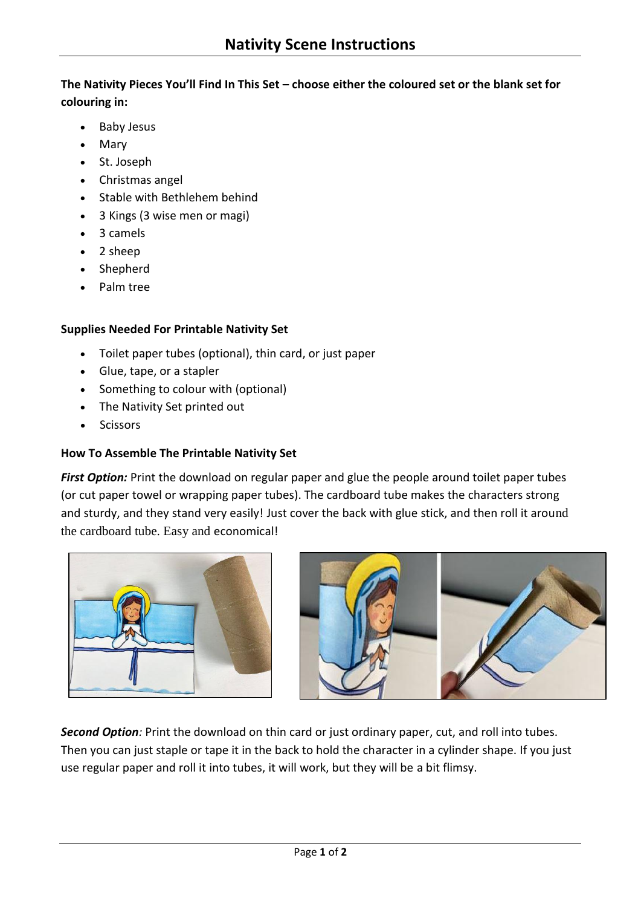# Nativity Scene Instructions

**The Nativity Pieces You'll Find In This Set – choose either the coloured set or the blank set for colouring in:**

- Baby Jesus
- Mary
- St. Joseph
- Christmas angel
- Stable with Bethlehem behind
- 3 Kings (3 wise men or magi)
- 3 camels
- 2 sheep
- Shepherd
- Palm tree

**Supplies Needed For Printable Nativity Set**

- Toilet paper tubes (optional), thin card, or just paper
- Glue, tape, or a stapler
- Something to colour with (optional)
- The Nativity Set printed out
- Scissors

**How To Assemble The Printable Nativity Set**

***First Option:*** Print the download on regular paper and glue the people around toilet paper tubes (or cut paper towel or wrapping paper tubes). The cardboard tube makes the characters strong and sturdy, and they stand very easily! Just cover the back with glue stick, and then roll it around the cardboard tube. Easy and economical!

***Second Option**:* Print the download on thin card or just ordinary paper, cut, and roll into tubes. Then you can just staple or tape it in the back to hold the character in a cylinder shape. If you just use regular paper and roll it into tubes, it will work, but they will be a bit flimsy.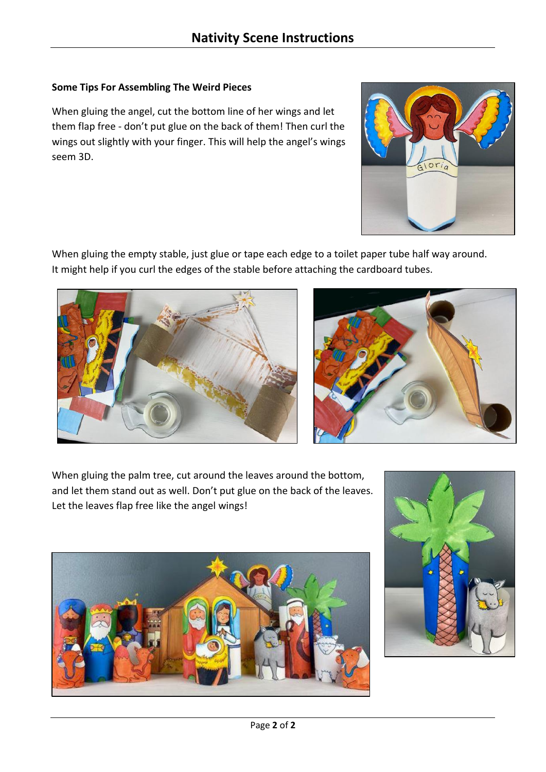# Nativity Scene Instructions

**Some Tips For Assembling The Weird Pieces**

When gluing the angel, cut the bottom line of her wings and let them flap free - don't put glue on the back of them! Then curl the wings out slightly with your finger. This will help the angel's wings seem 3D.

When gluing the empty stable, just glue or tape each edge to a toilet paper tube half way around. It might help if you curl the edges of the stable before attaching the cardboard tubes.

When gluing the palm tree, cut around the leaves around the bottom, and let them stand out as well. Don't put glue on the back of the leaves. Let the leaves flap free like the angel wings!